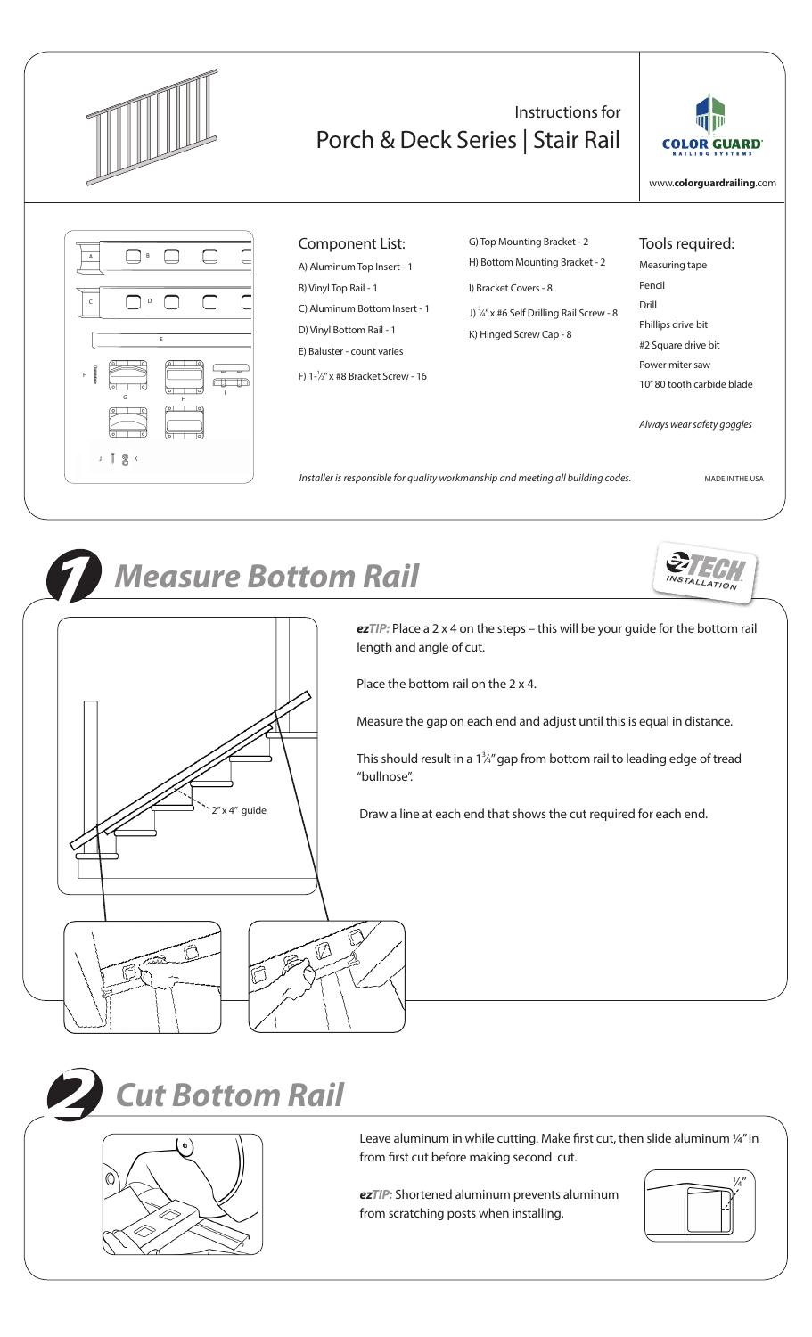# Instructions for Porch & Deck Series | Stair Rail

www.**colorguardrailing**.com

## Component List:

A) Aluminum Top Insert - 1
B) Vinyl Top Rail - 1
C) Aluminum Bottom Insert - 1
D) Vinyl Bottom Rail - 1
E) Baluster - count varies
F) 1-½" x #8 Bracket Screw - 16
G) Top Mounting Bracket - 2
H) Bottom Mounting Bracket - 2
I) Bracket Covers - 8
J) ¾" x #6 Self Drilling Rail Screw - 8
K) Hinged Screw Cap - 8

## Tools required:

Measuring tape
Pencil
Drill
Phillips drive bit
#2 Square drive bit
Power miter saw
10" 80 tooth carbide blade

*Always wear safety goggles*

*Installer is responsible for quality workmanship and meeting all building codes.*

MADE IN THE USA

## 1 Measure Bottom Rail

***ezTIP:*** Place a 2 x 4 on the steps – this will be your guide for the bottom rail length and angle of cut.

Place the bottom rail on the 2 x 4.

Measure the gap on each end and adjust until this is equal in distance.

This should result in a 1¾" gap from bottom rail to leading edge of tread "bullnose".

Draw a line at each end that shows the cut required for each end.

2" x 4" guide

## 2 Cut Bottom Rail

Leave aluminum in while cutting. Make first cut, then slide aluminum ¼" in from first cut before making second cut.

***ezTIP:*** Shortened aluminum prevents aluminum from scratching posts when installing.

¼"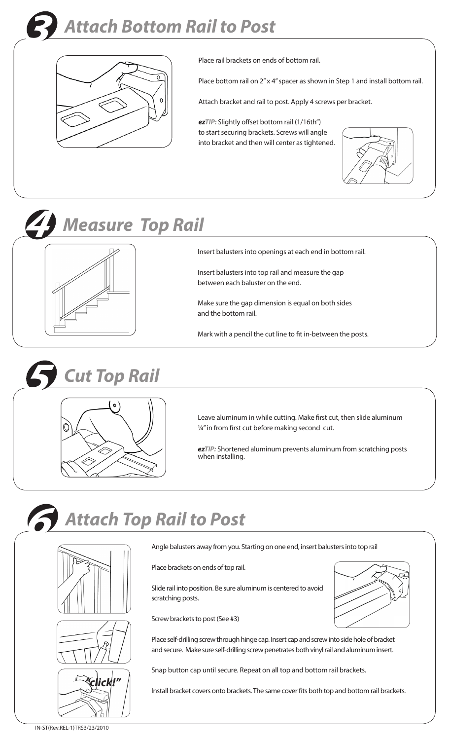## 3 Attach Bottom Rail to Post

Place rail brackets on ends of bottom rail.

Place bottom rail on 2" x 4" spacer as shown in Step 1 and install bottom rail.

Attach bracket and rail to post. Apply 4 screws per bracket.

***ezTIP:*** Slightly offset bottom rail (1/16th") to start securing brackets. Screws will angle into bracket and then will center as tightened.

## 4 Measure Top Rail

Insert balusters into openings at each end in bottom rail.

Insert balusters into top rail and measure the gap between each baluster on the end.

Make sure the gap dimension is equal on both sides and the bottom rail.

Mark with a pencil the cut line to fit in-between the posts.

## 5 Cut Top Rail

Leave aluminum in while cutting. Make first cut, then slide aluminum ¼" in from first cut before making second cut.

***ezTIP:*** Shortened aluminum prevents aluminum from scratching posts when installing.

## 6 Attach Top Rail to Post

Angle balusters away from you. Starting on one end, insert balusters into top rail

Place brackets on ends of top rail.

Slide rail into position. Be sure aluminum is centered to avoid scratching posts.

Screw brackets to post (See #3)

Place self-drilling screw through hinge cap. Insert cap and screw into side hole of bracket and secure. Make sure self-drilling screw penetrates both vinyl rail and aluminum insert.

Snap button cap until secure. Repeat on all top and bottom rail brackets.

Install bracket covers onto brackets. The same cover fits both top and bottom rail brackets.

IN-ST(Rev.REL-1)TRS3/23/2010